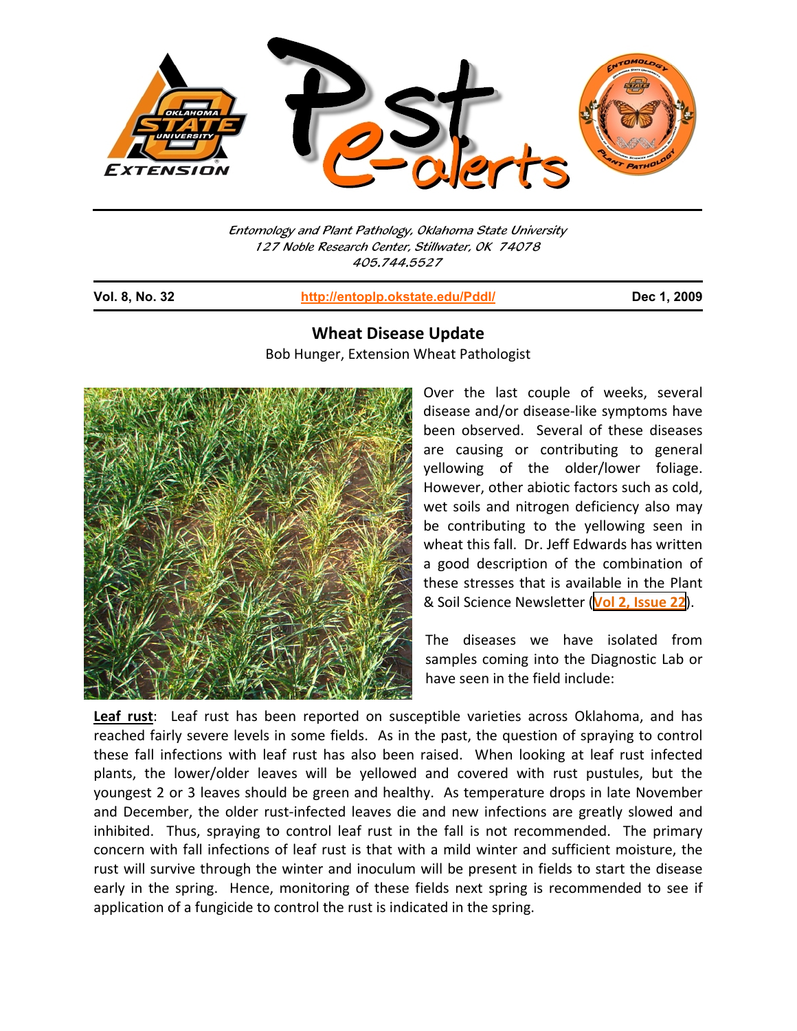Entomology and Plant Pathology, Oklahoma State University
127 Noble Research Center, Stillwater, OK 74078
405.744.5527

**Vol. 8, No. 32** | http://entoplp.okstate.edu/Pddl/ | **Dec 1, 2009**

# Wheat Disease Update

Bob Hunger, Extension Wheat Pathologist

Over the last couple of weeks, several disease and/or disease-like symptoms have been observed. Several of these diseases are causing or contributing to general yellowing of the older/lower foliage. However, other abiotic factors such as cold, wet soils and nitrogen deficiency also may be contributing to the yellowing seen in wheat this fall. Dr. Jeff Edwards has written a good description of the combination of these stresses that is available in the Plant & Soil Science Newsletter (Vol 2, Issue 22).

The diseases we have isolated from samples coming into the Diagnostic Lab or have seen in the field include:

**Leaf rust**: Leaf rust has been reported on susceptible varieties across Oklahoma, and has reached fairly severe levels in some fields. As in the past, the question of spraying to control these fall infections with leaf rust has also been raised. When looking at leaf rust infected plants, the lower/older leaves will be yellowed and covered with rust pustules, but the youngest 2 or 3 leaves should be green and healthy. As temperature drops in late November and December, the older rust-infected leaves die and new infections are greatly slowed and inhibited. Thus, spraying to control leaf rust in the fall is not recommended. The primary concern with fall infections of leaf rust is that with a mild winter and sufficient moisture, the rust will survive through the winter and inoculum will be present in fields to start the disease early in the spring. Hence, monitoring of these fields next spring is recommended to see if application of a fungicide to control the rust is indicated in the spring.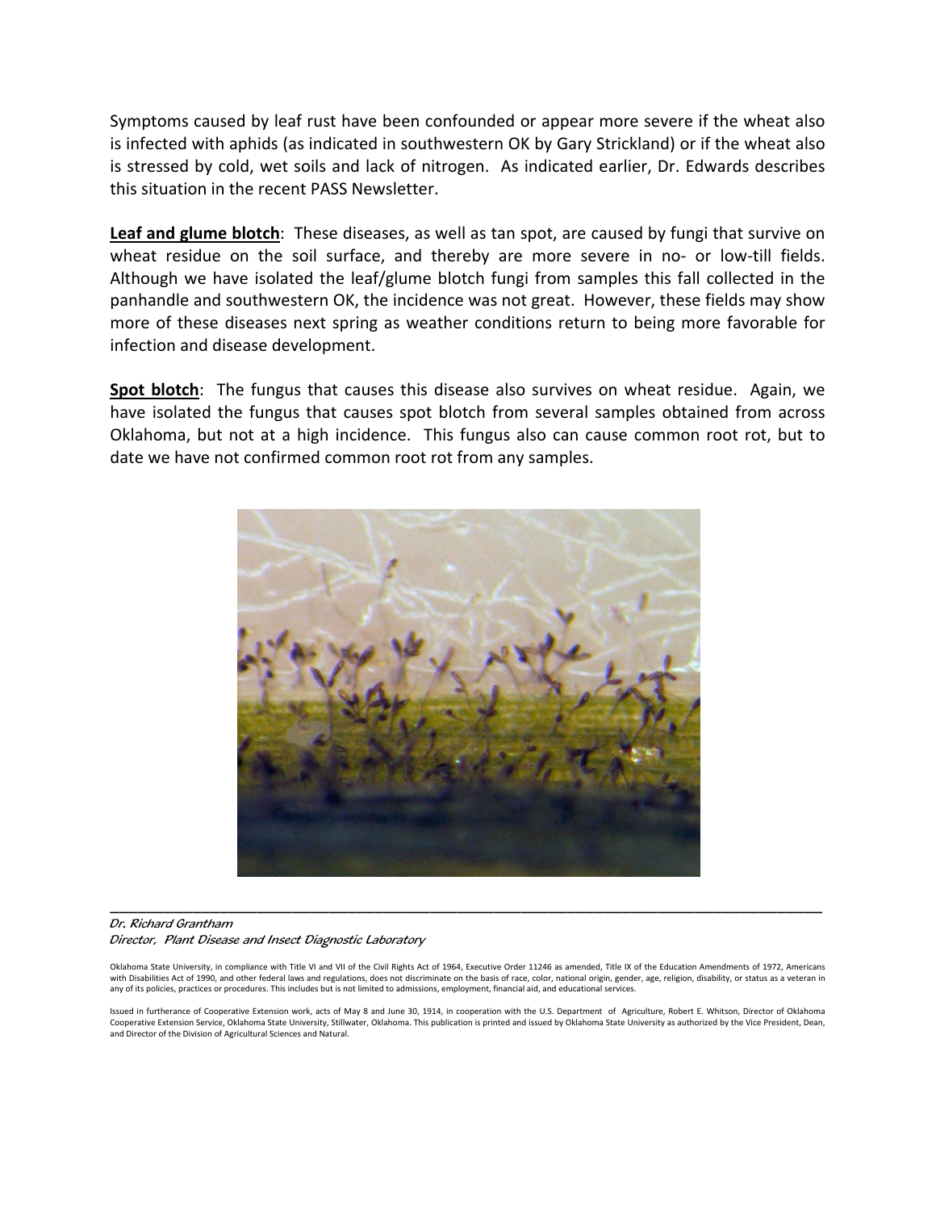Symptoms caused by leaf rust have been confounded or appear more severe if the wheat also is infected with aphids (as indicated in southwestern OK by Gary Strickland) or if the wheat also is stressed by cold, wet soils and lack of nitrogen. As indicated earlier, Dr. Edwards describes this situation in the recent PASS Newsletter.

**Leaf and glume blotch**: These diseases, as well as tan spot, are caused by fungi that survive on wheat residue on the soil surface, and thereby are more severe in no- or low-till fields. Although we have isolated the leaf/glume blotch fungi from samples this fall collected in the panhandle and southwestern OK, the incidence was not great. However, these fields may show more of these diseases next spring as weather conditions return to being more favorable for infection and disease development.

**Spot blotch**: The fungus that causes this disease also survives on wheat residue. Again, we have isolated the fungus that causes spot blotch from several samples obtained from across Oklahoma, but not at a high incidence. This fungus also can cause common root rot, but to date we have not confirmed common root rot from any samples.

---

*Dr. Richard Grantham*
*Director, Plant Disease and Insect Diagnostic Laboratory*

Oklahoma State University, in compliance with Title VI and VII of the Civil Rights Act of 1964, Executive Order 11246 as amended, Title IX of the Education Amendments of 1972, Americans with Disabilities Act of 1990, and other federal laws and regulations, does not discriminate on the basis of race, color, national origin, gender, age, religion, disability, or status as a veteran in any of its policies, practices or procedures. This includes but is not limited to admissions, employment, financial aid, and educational services.

Issued in furtherance of Cooperative Extension work, acts of May 8 and June 30, 1914, in cooperation with the U.S. Department of Agriculture, Robert E. Whitson, Director of Oklahoma Cooperative Extension Service, Oklahoma State University, Stillwater, Oklahoma. This publication is printed and issued by Oklahoma State University as authorized by the Vice President, Dean, and Director of the Division of Agricultural Sciences and Natural.